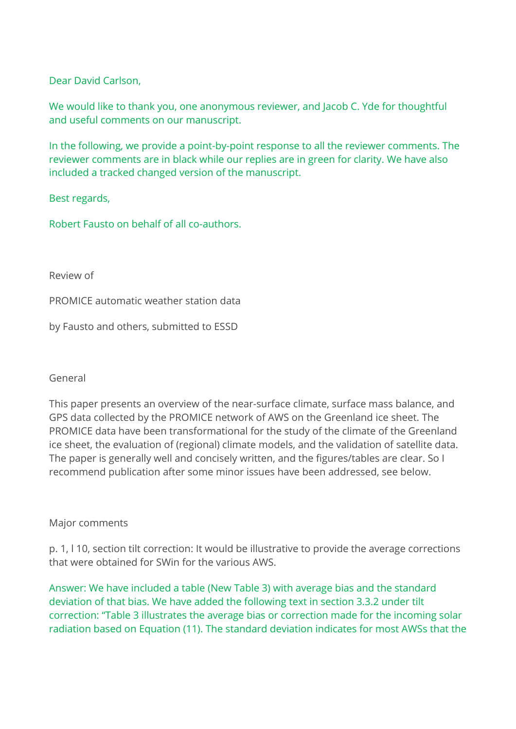Dear David Carlson,

We would like to thank you, one anonymous reviewer, and Jacob C. Yde for thoughtful and useful comments on our manuscript.

In the following, we provide a point-by-point response to all the reviewer comments. The reviewer comments are in black while our replies are in green for clarity. We have also included a tracked changed version of the manuscript.

Best regards,

Robert Fausto on behalf of all co-authors.

Review of

PROMICE automatic weather station data

by Fausto and others, submitted to ESSD

General

This paper presents an overview of the near-surface climate, surface mass balance, and GPS data collected by the PROMICE network of AWS on the Greenland ice sheet. The PROMICE data have been transformational for the study of the climate of the Greenland ice sheet, the evaluation of (regional) climate models, and the validation of satellite data. The paper is generally well and concisely written, and the figures/tables are clear. So I recommend publication after some minor issues have been addressed, see below.

Major comments

p. 1, l 10, section tilt correction: It would be illustrative to provide the average corrections that were obtained for SWin for the various AWS.

Answer: We have included a table (New Table 3) with average bias and the standard deviation of that bias. We have added the following text in section 3.3.2 under tilt correction: "Table 3 illustrates the average bias or correction made for the incoming solar radiation based on Equation (11). The standard deviation indicates for most AWSs that the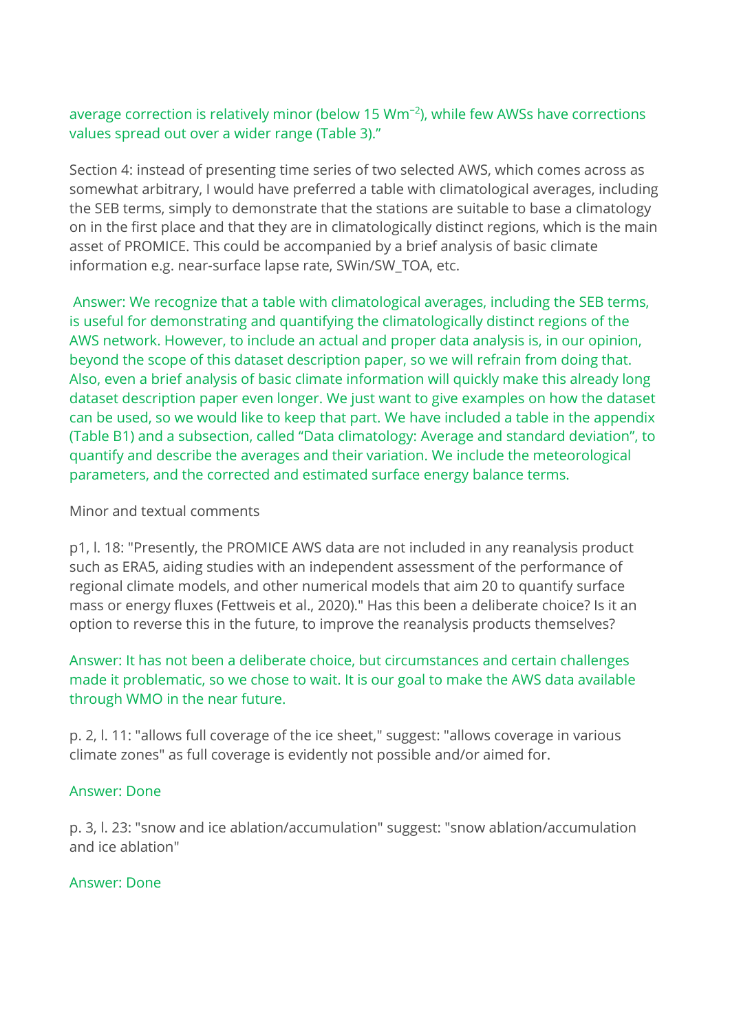average correction is relatively minor (below 15 $Wm^{-2}$), while few AWSs have corrections values spread out over a wider range (Table 3)."

Section 4: instead of presenting time series of two selected AWS, which comes across as somewhat arbitrary, I would have preferred a table with climatological averages, including the SEB terms, simply to demonstrate that the stations are suitable to base a climatology on in the first place and that they are in climatologically distinct regions, which is the main asset of PROMICE. This could be accompanied by a brief analysis of basic climate information e.g. near-surface lapse rate, SWin/SW_TOA, etc.

Answer: We recognize that a table with climatological averages, including the SEB terms, is useful for demonstrating and quantifying the climatologically distinct regions of the AWS network. However, to include an actual and proper data analysis is, in our opinion, beyond the scope of this dataset description paper, so we will refrain from doing that. Also, even a brief analysis of basic climate information will quickly make this already long dataset description paper even longer. We just want to give examples on how the dataset can be used, so we would like to keep that part. We have included a table in the appendix (Table B1) and a subsection, called "Data climatology: Average and standard deviation", to quantify and describe the averages and their variation. We include the meteorological parameters, and the corrected and estimated surface energy balance terms.

Minor and textual comments

p1, l. 18: "Presently, the PROMICE AWS data are not included in any reanalysis product such as ERA5, aiding studies with an independent assessment of the performance of regional climate models, and other numerical models that aim 20 to quantify surface mass or energy fluxes (Fettweis et al., 2020)." Has this been a deliberate choice? Is it an option to reverse this in the future, to improve the reanalysis products themselves?

Answer: It has not been a deliberate choice, but circumstances and certain challenges made it problematic, so we chose to wait. It is our goal to make the AWS data available through WMO in the near future.

p. 2, l. 11: "allows full coverage of the ice sheet," suggest: "allows coverage in various climate zones" as full coverage is evidently not possible and/or aimed for.

Answer: Done

p. 3, l. 23: "snow and ice ablation/accumulation" suggest: "snow ablation/accumulation and ice ablation"

Answer: Done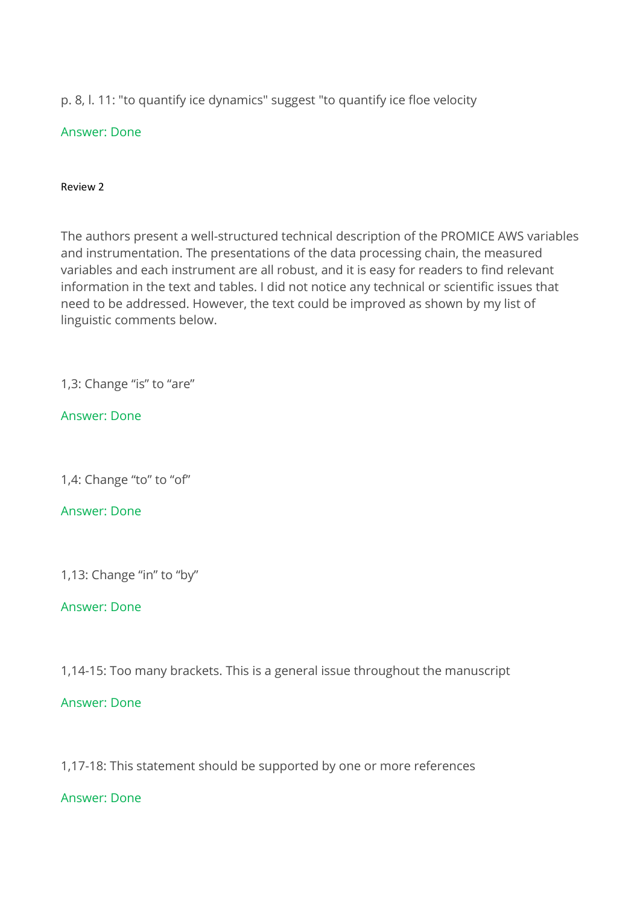p. 8, l. 11: "to quantify ice dynamics" suggest "to quantify ice floe velocity

Answer: Done

Review 2

The authors present a well-structured technical description of the PROMICE AWS variables and instrumentation. The presentations of the data processing chain, the measured variables and each instrument are all robust, and it is easy for readers to find relevant information in the text and tables. I did not notice any technical or scientific issues that need to be addressed. However, the text could be improved as shown by my list of linguistic comments below.

1,3: Change “is” to “are”

Answer: Done

1,4: Change “to” to “of”

Answer: Done

1,13: Change “in” to “by”

Answer: Done

1,14-15: Too many brackets. This is a general issue throughout the manuscript

Answer: Done

1,17-18: This statement should be supported by one or more references

Answer: Done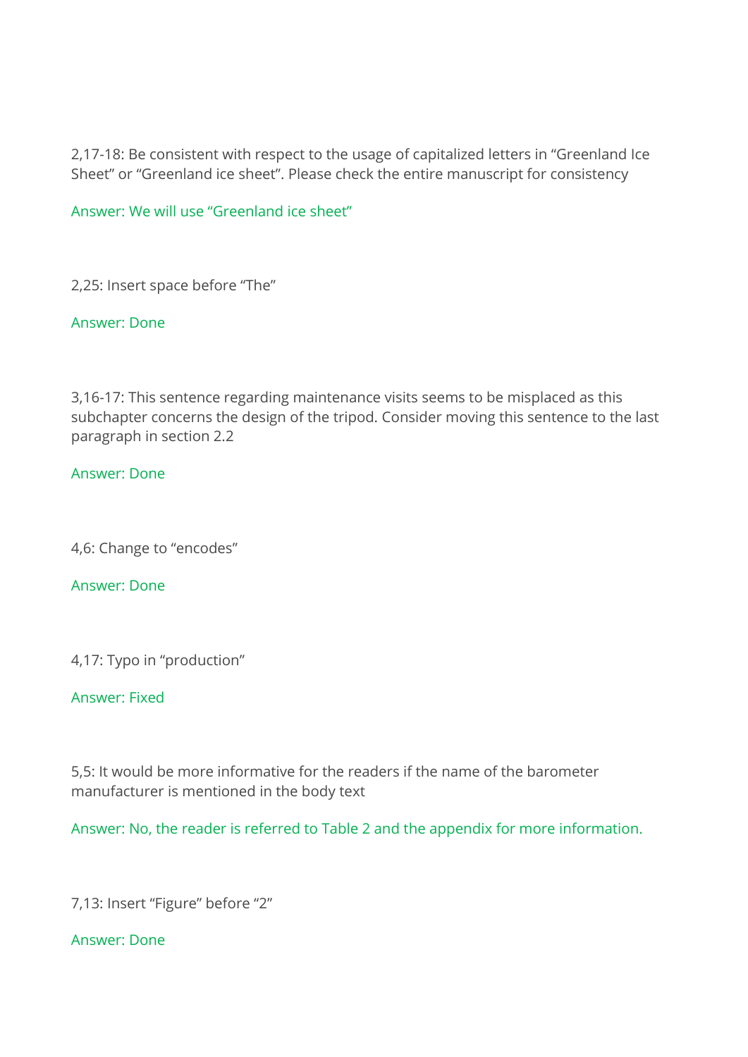2,17-18: Be consistent with respect to the usage of capitalized letters in “Greenland Ice Sheet” or “Greenland ice sheet”. Please check the entire manuscript for consistency

Answer: We will use “Greenland ice sheet”

2,25: Insert space before “The”

Answer: Done

3,16-17: This sentence regarding maintenance visits seems to be misplaced as this subchapter concerns the design of the tripod. Consider moving this sentence to the last paragraph in section 2.2

Answer: Done

4,6: Change to “encodes”

Answer: Done

4,17: Typo in “production”

Answer: Fixed

5,5: It would be more informative for the readers if the name of the barometer manufacturer is mentioned in the body text

Answer: No, the reader is referred to Table 2 and the appendix for more information.

7,13: Insert “Figure” before “2”

Answer: Done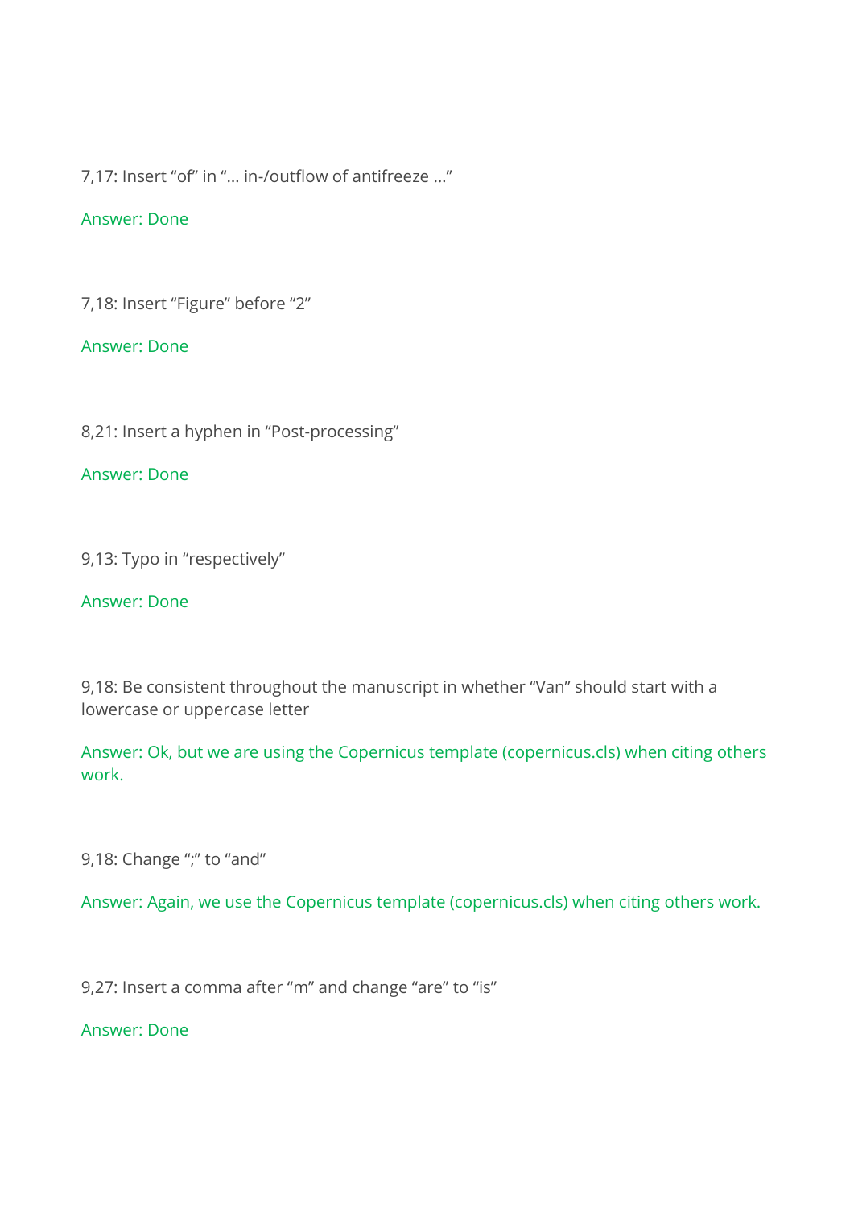7,17: Insert “of” in “… in-/outflow of antifreeze …”

Answer: Done

7,18: Insert “Figure” before “2”

Answer: Done

8,21: Insert a hyphen in “Post-processing”

Answer: Done

9,13: Typo in “respectively”

Answer: Done

9,18: Be consistent throughout the manuscript in whether “Van” should start with a lowercase or uppercase letter

Answer: Ok, but we are using the Copernicus template (copernicus.cls) when citing others work.

9,18: Change “;” to “and”

Answer: Again, we use the Copernicus template (copernicus.cls) when citing others work.

9,27: Insert a comma after “m” and change “are” to “is”

Answer: Done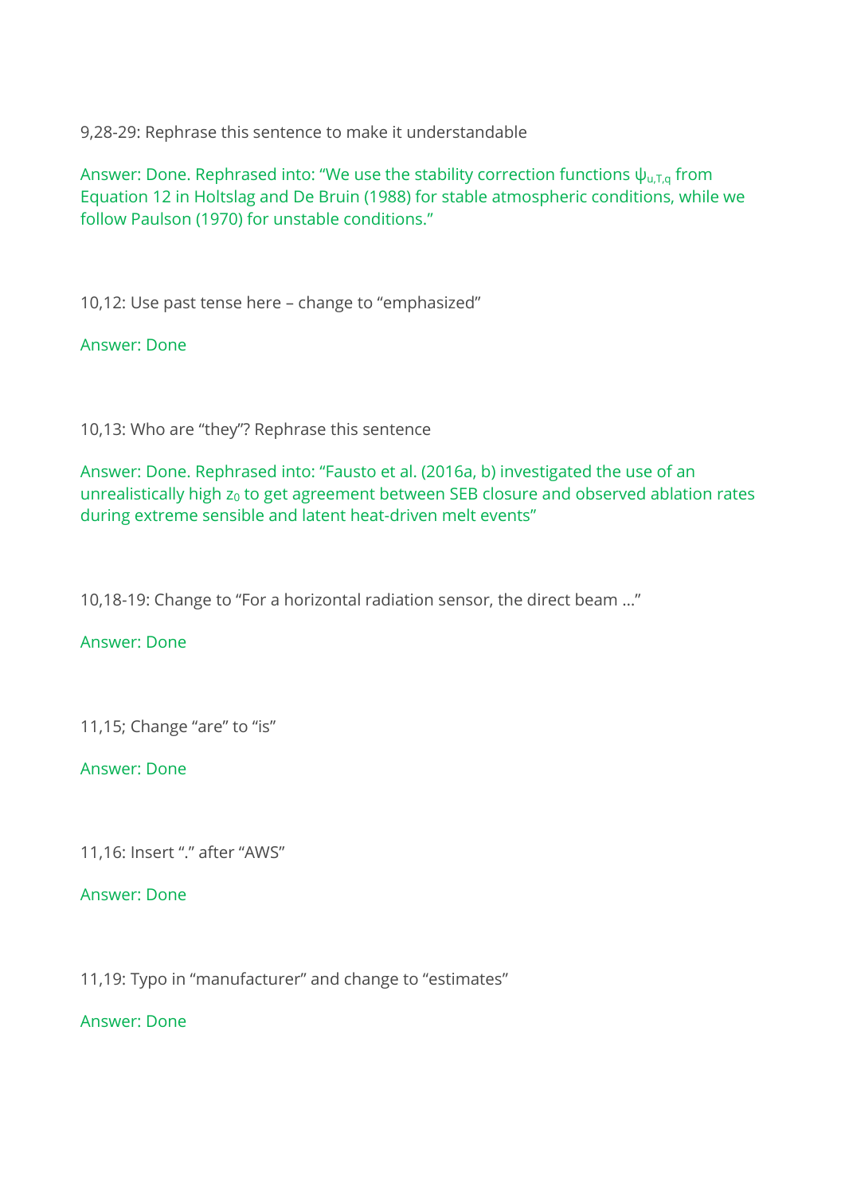9,28-29: Rephrase this sentence to make it understandable

Answer: Done. Rephrased into: “We use the stability correction functions $\psi_{u,T,q}$ from Equation 12 in Holtslag and De Bruin (1988) for stable atmospheric conditions, while we follow Paulson (1970) for unstable conditions.”

10,12: Use past tense here – change to “emphasized”

Answer: Done

10,13: Who are “they”? Rephrase this sentence

Answer: Done. Rephrased into: “Fausto et al. (2016a, b) investigated the use of an unrealistically high $z_0$ to get agreement between SEB closure and observed ablation rates during extreme sensible and latent heat-driven melt events”

10,18-19: Change to “For a horizontal radiation sensor, the direct beam ...”

Answer: Done

11,15; Change “are” to “is”

Answer: Done

11,16: Insert “.” after “AWS”

Answer: Done

11,19: Typo in “manufacturer” and change to “estimates”

Answer: Done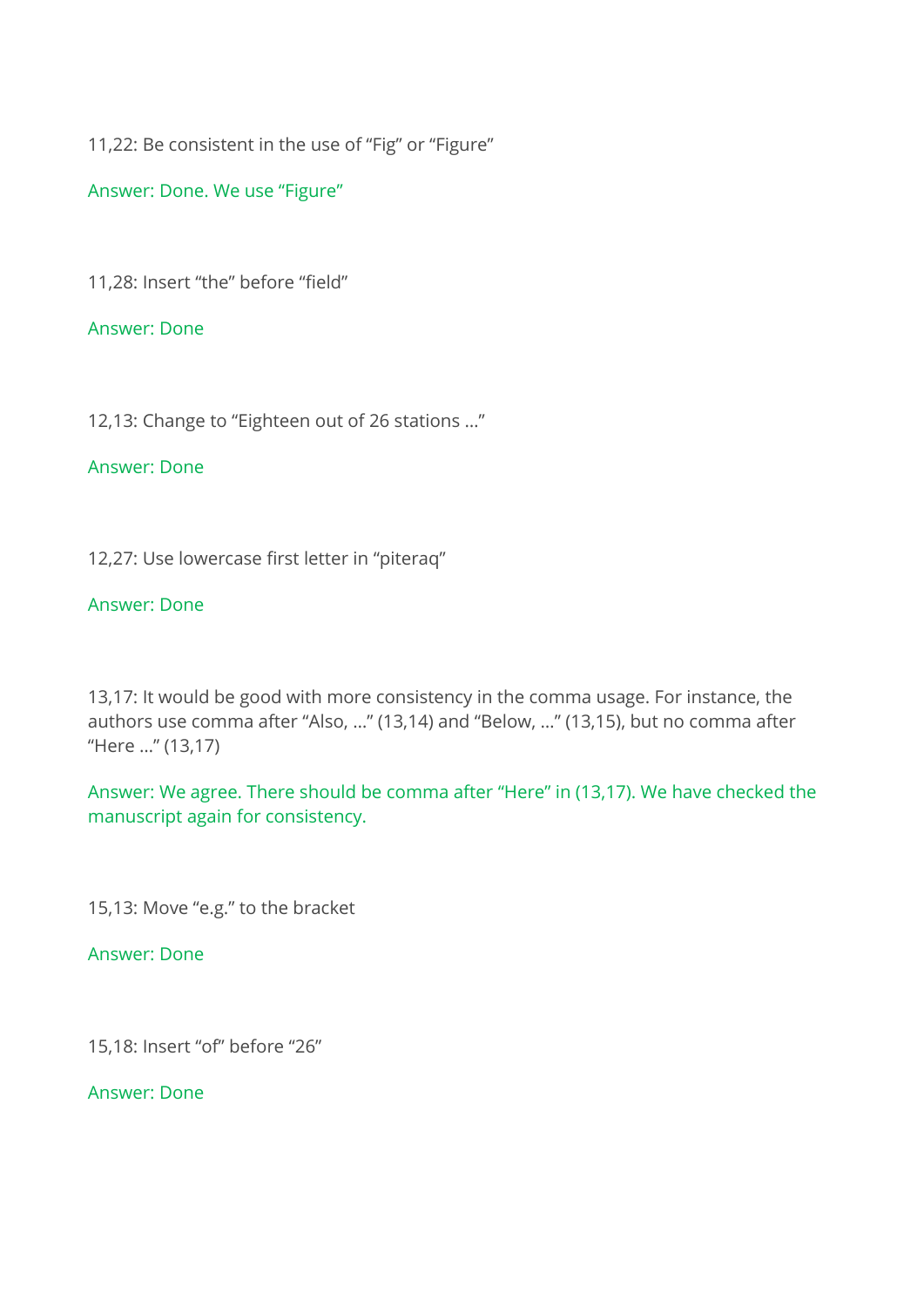11,22: Be consistent in the use of “Fig” or “Figure”

Answer: Done. We use “Figure”

11,28: Insert “the” before “field”

Answer: Done

12,13: Change to “Eighteen out of 26 stations ...”

Answer: Done

12,27: Use lowercase first letter in “piteraq”

Answer: Done

13,17: It would be good with more consistency in the comma usage. For instance, the authors use comma after “Also, ...” (13,14) and “Below, ...” (13,15), but no comma after “Here ...” (13,17)

Answer: We agree. There should be comma after “Here” in (13,17). We have checked the manuscript again for consistency.

15,13: Move “e.g.” to the bracket

Answer: Done

15,18: Insert “of” before “26”

Answer: Done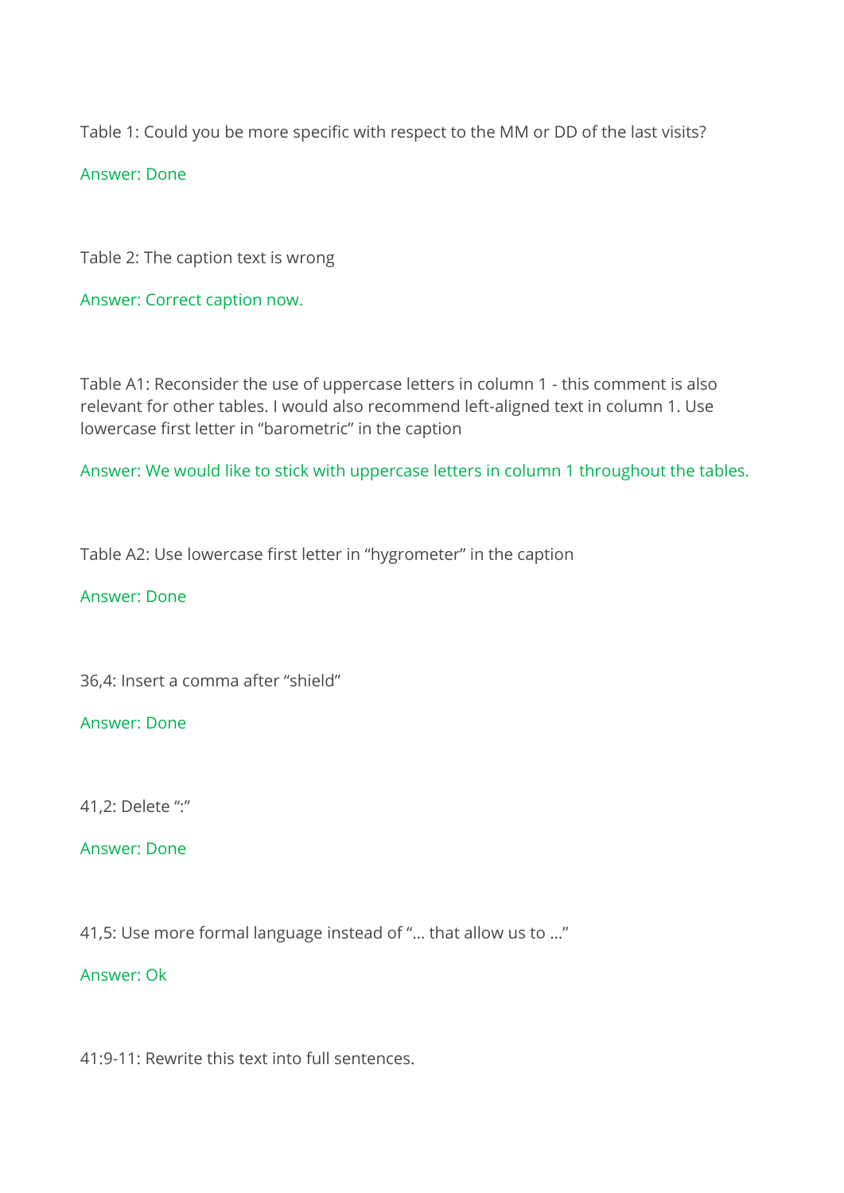Table 1: Could you be more specific with respect to the MM or DD of the last visits?

Answer: Done

Table 2: The caption text is wrong

Answer: Correct caption now.

Table A1: Reconsider the use of uppercase letters in column 1 - this comment is also relevant for other tables. I would also recommend left-aligned text in column 1. Use lowercase first letter in “barometric” in the caption

Answer: We would like to stick with uppercase letters in column 1 throughout the tables.

Table A2: Use lowercase first letter in “hygrometer” in the caption

Answer: Done

36,4: Insert a comma after “shield”

Answer: Done

41,2: Delete “:”

Answer: Done

41,5: Use more formal language instead of “... that allow us to ...”

Answer: Ok

41:9-11: Rewrite this text into full sentences.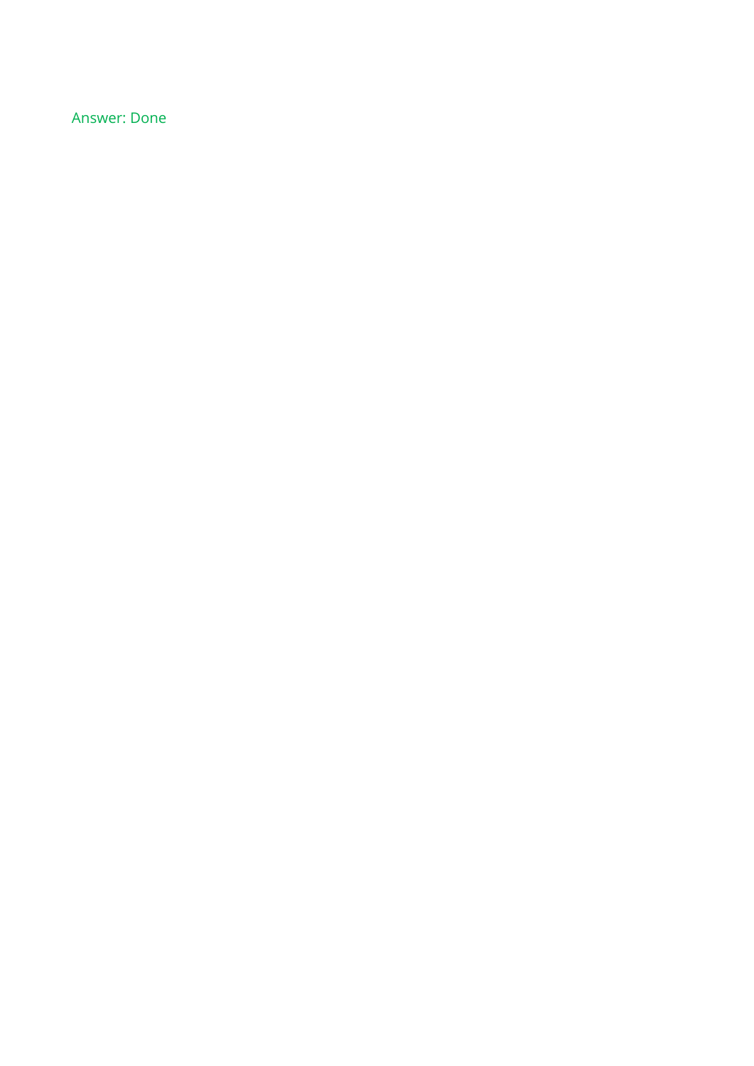Answer: Done